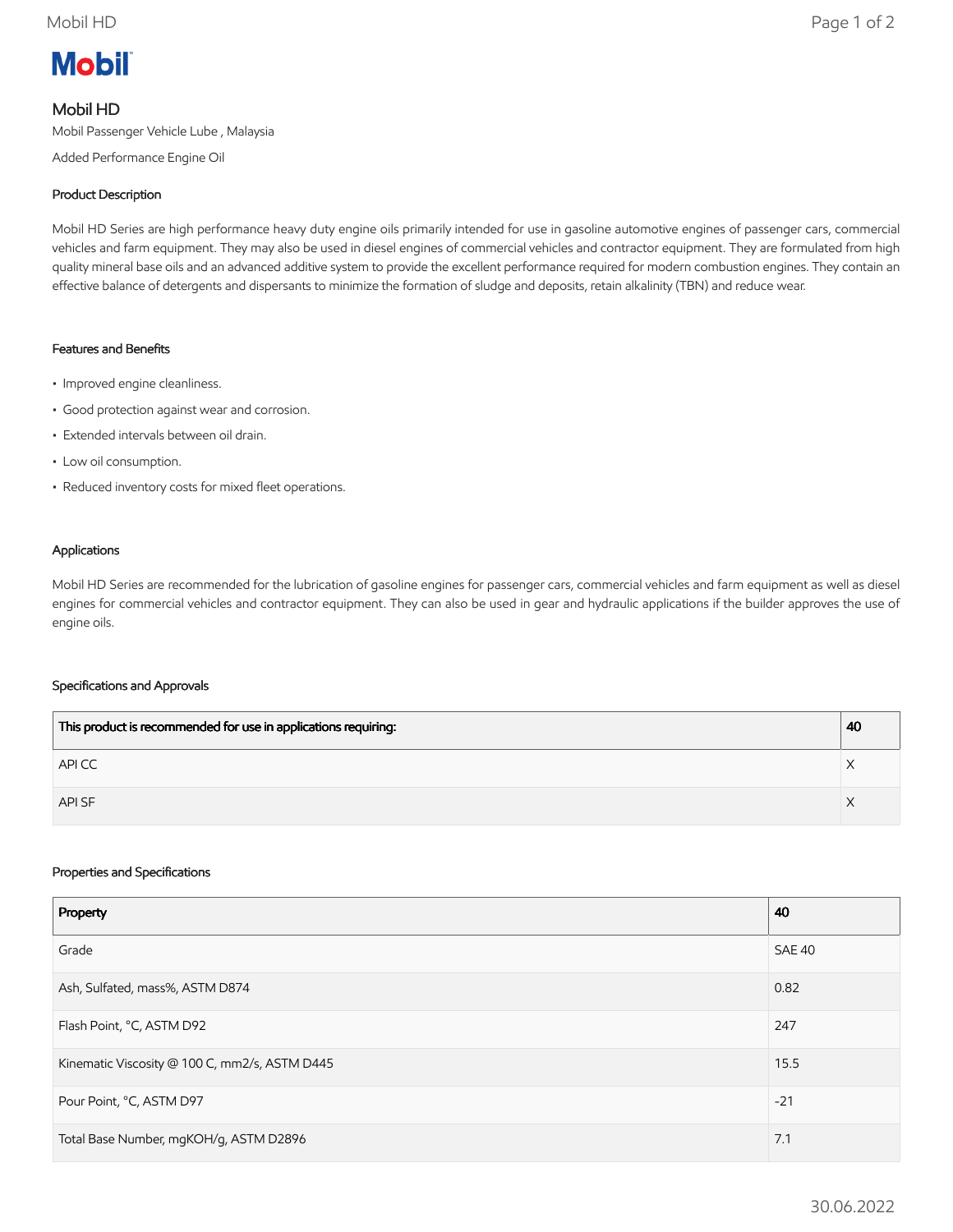Mobil

# Mobil HD

Mobil Passenger Vehicle Lube , Malaysia

Added Performance Engine Oil

## Product Description

Mobil HD Series are high performance heavy duty engine oils primarily intended for use in gasoline automotive engines of passenger cars, commercial vehicles and farm equipment. They may also be used in diesel engines of commercial vehicles and contractor equipment. They are formulated from high quality mineral base oils and an advanced additive system to provide the excellent performance required for modern combustion engines. They contain an effective balance of detergents and dispersants to minimize the formation of sludge and deposits, retain alkalinity (TBN) and reduce wear.

## Features and Benefits

- Improved engine cleanliness.
- Good protection against wear and corrosion.
- Extended intervals between oil drain.
- Low oil consumption.
- Reduced inventory costs for mixed fleet operations.

## Applications

Mobil HD Series are recommended for the lubrication of gasoline engines for passenger cars, commercial vehicles and farm equipment as well as diesel engines for commercial vehicles and contractor equipment. They can also be used in gear and hydraulic applications if the builder approves the use of engine oils.

## Specifications and Approvals

| This product is recommended for use in applications requiring: | 40 |
|---|---|
| API CC | X |
| API SF | X |

## Properties and Specifications

| Property | 40 |
|---|---|
| Grade | SAE 40 |
| Ash, Sulfated, mass%, ASTM D874 | 0.82 |
| Flash Point, °C, ASTM D92 | 247 |
| Kinematic Viscosity @ 100 C, mm2/s, ASTM D445 | 15.5 |
| Pour Point, °C, ASTM D97 | -21 |
| Total Base Number, mgKOH/g, ASTM D2896 | 7.1 |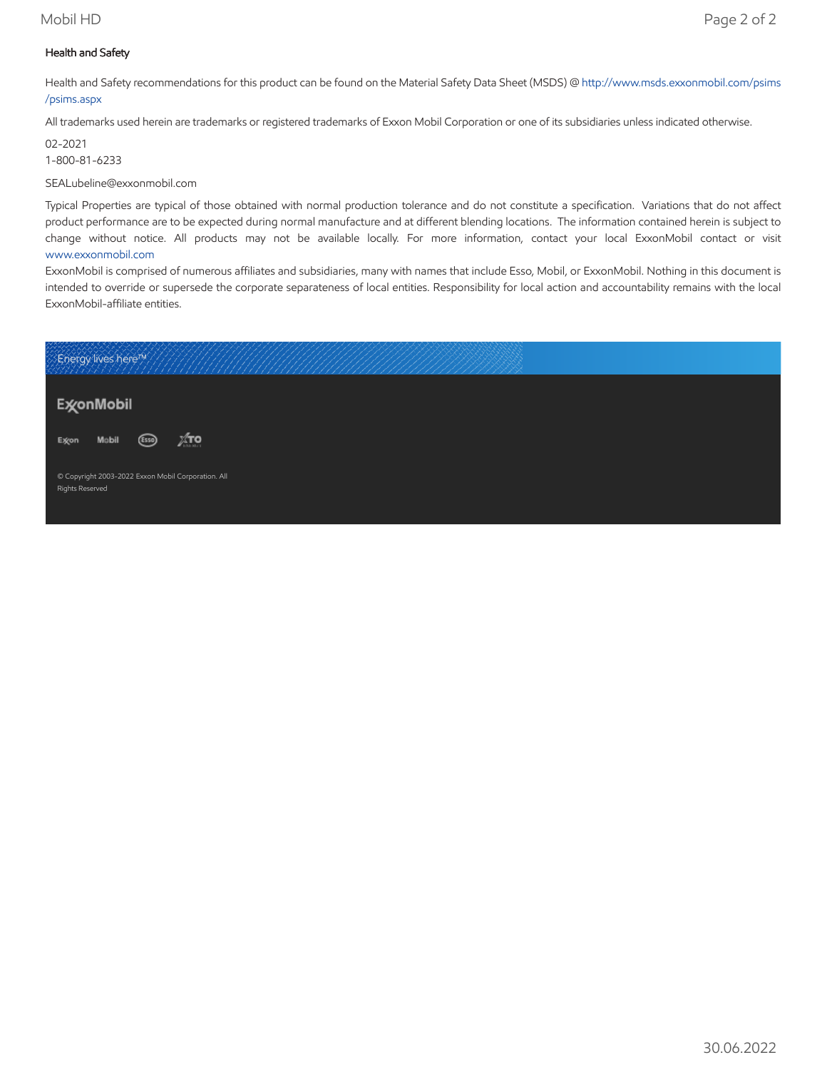### Health and Safety

Health and Safety recommendations for this product can be found on the Material Safety Data Sheet (MSDS) @ http://www.msds.exxonmobil.com/psims/psims.aspx

All trademarks used herein are trademarks or registered trademarks of Exxon Mobil Corporation or one of its subsidiaries unless indicated otherwise.

02-2021
1-800-81-6233

SEALubeline@exxonmobil.com

Typical Properties are typical of those obtained with normal production tolerance and do not constitute a specification. Variations that do not affect product performance are to be expected during normal manufacture and at different blending locations. The information contained herein is subject to change without notice. All products may not be available locally. For more information, contact your local ExxonMobil contact or visit www.exxonmobil.com

ExxonMobil is comprised of numerous affiliates and subsidiaries, many with names that include Esso, Mobil, or ExxonMobil. Nothing in this document is intended to override or supersede the corporate separateness of local entities. Responsibility for local action and accountability remains with the local ExxonMobil-affiliate entities.

Energy lives here™

ExxonMobil

Exxon Mobil Esso XTO

© Copyright 2003-2022 Exxon Mobil Corporation. All Rights Reserved

30.06.2022